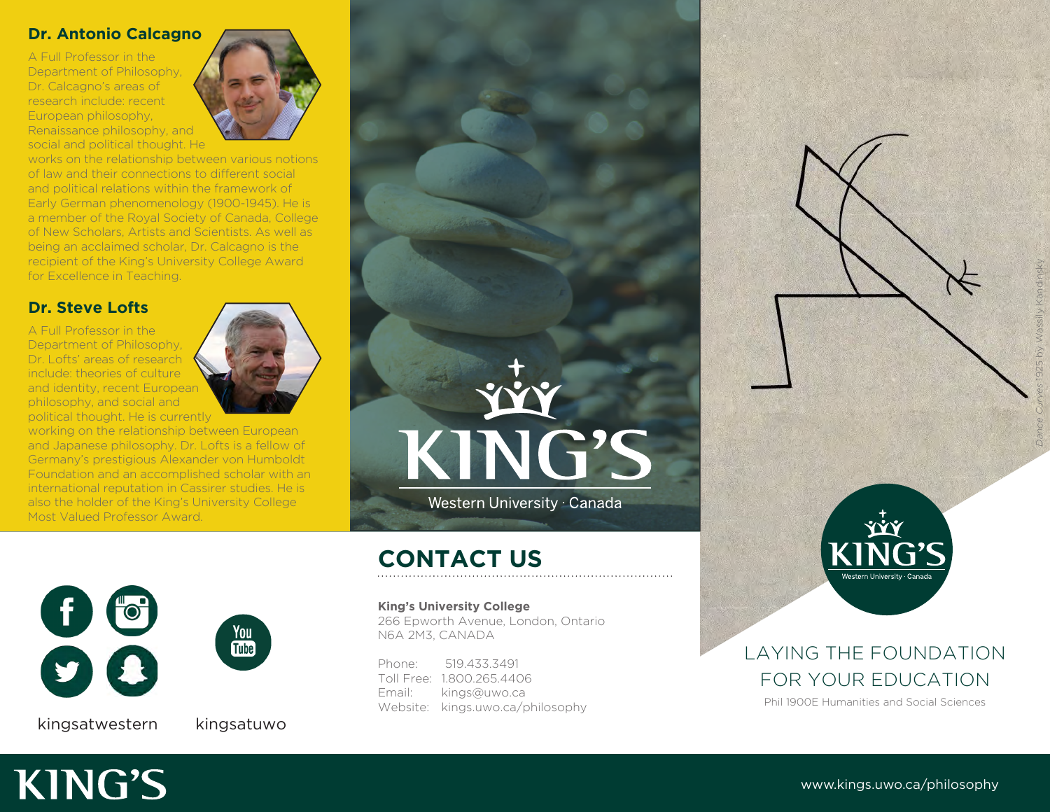## Dr. Antonio Calcagno

A Full Professor in the Department of Philosophy, Dr. Calcagno's areas of research include: recent European philosophy, Renaissance philosophy, and social and political thought. He works on the relationship between various notions of law and their connections to different social and political relations within the framework of Early German phenomenology (1900-1945). He is a member of the Royal Society of Canada, College of New Scholars, Artists and Scientists. As well as being an acclaimed scholar, Dr. Calcagno is the recipient of the King's University College Award for Excellence in Teaching.

## Dr. Steve Lofts

A Full Professor in the Department of Philosophy, Dr. Lofts' areas of research include: theories of culture and identity, recent European philosophy, and social and political thought. He is currently working on the relationship between European and Japanese philosophy. Dr. Lofts is a fellow of Germany's prestigious Alexander von Humboldt Foundation and an accomplished scholar with an international reputation in Cassirer studies. He is also the holder of the King's University College Most Valued Professor Award.

kingsatwestern

kingsatuwo

KING'S

Western University · Canada

## CONTACT US

**King's University College**
266 Epworth Avenue, London, Ontario
N6A 2M3, CANADA

Phone: 519.433.3491
Toll Free: 1.800.265.4406
Email: kings@uwo.ca
Website: kings.uwo.ca/philosophy

*Dance Curves* 1925 by Wassily Kandinsky

KING'S

Western University · Canada

# LAYING THE FOUNDATION FOR YOUR EDUCATION

Phil 1900E Humanities and Social Sciences

KING'S

www.kings.uwo.ca/philosophy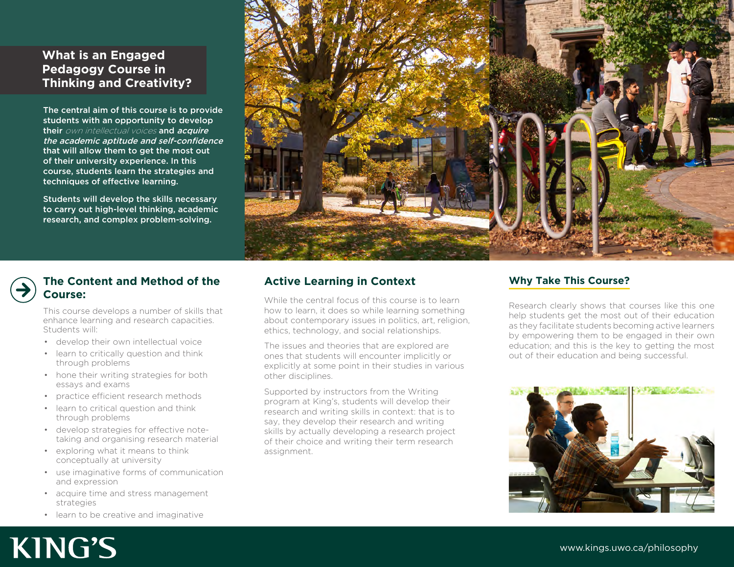## What is an Engaged Pedagogy Course in Thinking and Creativity?

**The central aim of this course is to provide students with an opportunity to develop their** *own intellectual voices* **and** ***acquire the academic aptitude and self-confidence*** **that will allow them to get the most out of their university experience. In this course, students learn the strategies and techniques of effective learning.**

**Students will develop the skills necessary to carry out high-level thinking, academic research, and complex problem-solving.**

### The Content and Method of the Course:

This course develops a number of skills that enhance learning and research capacities. Students will:

- develop their own intellectual voice
- learn to critically question and think through problems
- hone their writing strategies for both essays and exams
- practice efficient research methods
- learn to critical question and think through problems
- develop strategies for effective note-taking and organising research material
- exploring what it means to think conceptually at university
- use imaginative forms of communication and expression
- acquire time and stress management strategies
- learn to be creative and imaginative

### Active Learning in Context

While the central focus of this course is to learn how to learn, it does so while learning something about contemporary issues in politics, art, religion, ethics, technology, and social relationships.

The issues and theories that are explored are ones that students will encounter implicitly or explicitly at some point in their studies in various other disciplines.

Supported by instructors from the Writing program at King's, students will develop their research and writing skills in context: that is to say, they develop their research and writing skills by actually developing a research project of their choice and writing their term research assignment.

### Why Take This Course?

Research clearly shows that courses like this one help students get the most out of their education as they facilitate students becoming active learners by empowering them to be engaged in their own education; and this is the key to getting the most out of their education and being successful.

KING'S

www.kings.uwo.ca/philosophy